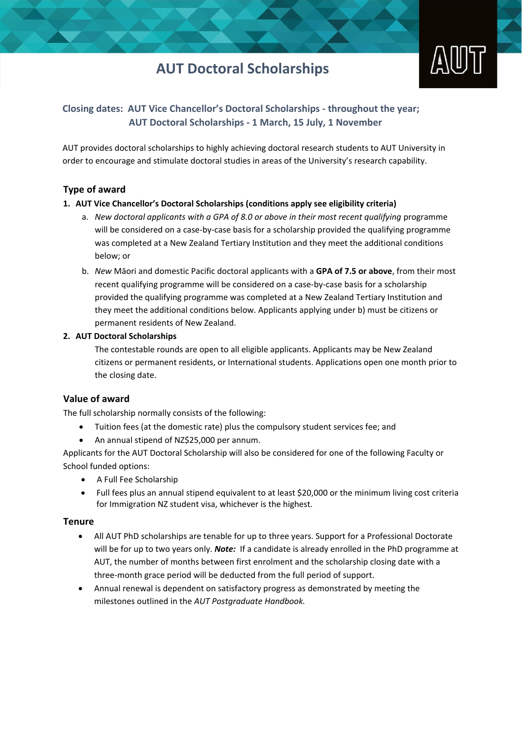# AUT Doctoral Scholarships

**Closing dates: AUT Vice Chancellor's Doctoral Scholarships - throughout the year;**
**AUT Doctoral Scholarships - 1 March, 15 July, 1 November**

AUT provides doctoral scholarships to highly achieving doctoral research students to AUT University in order to encourage and stimulate doctoral studies in areas of the University's research capability.

## Type of award

1. **AUT Vice Chancellor's Doctoral Scholarships (conditions apply see eligibility criteria)**
   a. *New doctoral applicants with a GPA of 8.0 or above in their most recent qualifying* programme will be considered on a case-by-case basis for a scholarship provided the qualifying programme was completed at a New Zealand Tertiary Institution and they meet the additional conditions below; or
   b. *New* Māori and domestic Pacific doctoral applicants with a **GPA of 7.5 or above**, from their most recent qualifying programme will be considered on a case-by-case basis for a scholarship provided the qualifying programme was completed at a New Zealand Tertiary Institution and they meet the additional conditions below. Applicants applying under b) must be citizens or permanent residents of New Zealand.
2. **AUT Doctoral Scholarships**

   The contestable rounds are open to all eligible applicants. Applicants may be New Zealand citizens or permanent residents, or International students. Applications open one month prior to the closing date.

## Value of award

The full scholarship normally consists of the following:

- Tuition fees (at the domestic rate) plus the compulsory student services fee; and
- An annual stipend of NZ$25,000 per annum.

Applicants for the AUT Doctoral Scholarship will also be considered for one of the following Faculty or School funded options:

- A Full Fee Scholarship
- Full fees plus an annual stipend equivalent to at least $20,000 or the minimum living cost criteria for Immigration NZ student visa, whichever is the highest.

## Tenure

- All AUT PhD scholarships are tenable for up to three years. Support for a Professional Doctorate will be for up to two years only. ***Note:*** If a candidate is already enrolled in the PhD programme at AUT, the number of months between first enrolment and the scholarship closing date with a three-month grace period will be deducted from the full period of support.
- Annual renewal is dependent on satisfactory progress as demonstrated by meeting the milestones outlined in the *AUT Postgraduate Handbook.*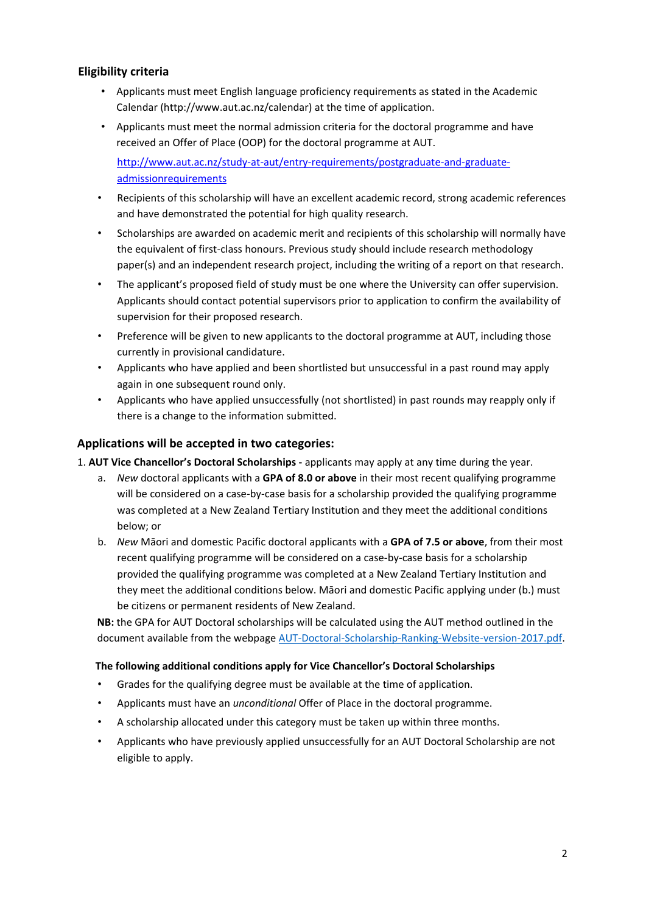### Eligibility criteria

- Applicants must meet English language proficiency requirements as stated in the Academic Calendar (http://www.aut.ac.nz/calendar) at the time of application.
- Applicants must meet the normal admission criteria for the doctoral programme and have received an Offer of Place (OOP) for the doctoral programme at AUT.

  [http://www.aut.ac.nz/study-at-aut/entry-requirements/postgraduate-and-graduate-admissionrequirements](http://www.aut.ac.nz/study-at-aut/entry-requirements/postgraduate-and-graduate-admissionrequirements)
- Recipients of this scholarship will have an excellent academic record, strong academic references and have demonstrated the potential for high quality research.
- Scholarships are awarded on academic merit and recipients of this scholarship will normally have the equivalent of first-class honours. Previous study should include research methodology paper(s) and an independent research project, including the writing of a report on that research.
- The applicant's proposed field of study must be one where the University can offer supervision. Applicants should contact potential supervisors prior to application to confirm the availability of supervision for their proposed research.
- Preference will be given to new applicants to the doctoral programme at AUT, including those currently in provisional candidature.
- Applicants who have applied and been shortlisted but unsuccessful in a past round may apply again in one subsequent round only.
- Applicants who have applied unsuccessfully (not shortlisted) in past rounds may reapply only if there is a change to the information submitted.

## Applications will be accepted in two categories:

1. **AUT Vice Chancellor's Doctoral Scholarships -** applicants may apply at any time during the year.
   a. *New* doctoral applicants with a **GPA of 8.0 or above** in their most recent qualifying programme will be considered on a case-by-case basis for a scholarship provided the qualifying programme was completed at a New Zealand Tertiary Institution and they meet the additional conditions below; or
   b. *New* Māori and domestic Pacific doctoral applicants with a **GPA of 7.5 or above**, from their most recent qualifying programme will be considered on a case-by-case basis for a scholarship provided the qualifying programme was completed at a New Zealand Tertiary Institution and they meet the additional conditions below. Māori and domestic Pacific applying under (b.) must be citizens or permanent residents of New Zealand.

   **NB:** the GPA for AUT Doctoral scholarships will be calculated using the AUT method outlined in the document available from the webpage [AUT-Doctoral-Scholarship-Ranking-Website-version-2017.pdf](AUT-Doctoral-Scholarship-Ranking-Website-version-2017.pdf).

#### The following additional conditions apply for Vice Chancellor's Doctoral Scholarships

- Grades for the qualifying degree must be available at the time of application.
- Applicants must have an *unconditional* Offer of Place in the doctoral programme.
- A scholarship allocated under this category must be taken up within three months.
- Applicants who have previously applied unsuccessfully for an AUT Doctoral Scholarship are not eligible to apply.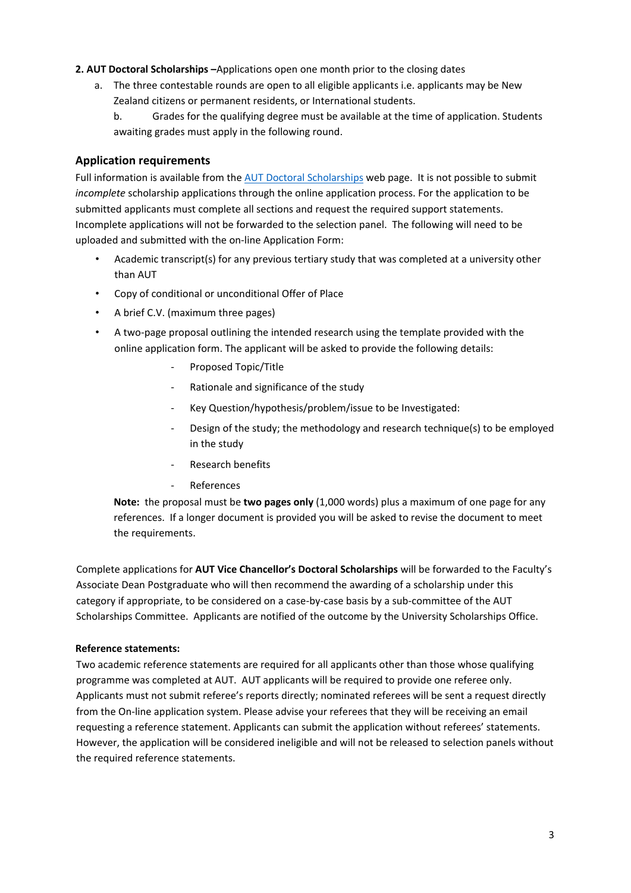**2. AUT Doctoral Scholarships –**Applications open one month prior to the closing dates

a. The three contestable rounds are open to all eligible applicants i.e. applicants may be New Zealand citizens or permanent residents, or International students.

b. Grades for the qualifying degree must be available at the time of application. Students awaiting grades must apply in the following round.

## Application requirements

Full information is available from the AUT Doctoral Scholarships web page. It is not possible to submit *incomplete* scholarship applications through the online application process. For the application to be submitted applicants must complete all sections and request the required support statements. Incomplete applications will not be forwarded to the selection panel. The following will need to be uploaded and submitted with the on-line Application Form:

- Academic transcript(s) for any previous tertiary study that was completed at a university other than AUT
- Copy of conditional or unconditional Offer of Place
- A brief C.V. (maximum three pages)
- A two-page proposal outlining the intended research using the template provided with the online application form. The applicant will be asked to provide the following details:
  - Proposed Topic/Title
  - Rationale and significance of the study
  - Key Question/hypothesis/problem/issue to be Investigated:
  - Design of the study; the methodology and research technique(s) to be employed in the study
  - Research benefits
  - References

  **Note:** the proposal must be **two pages only** (1,000 words) plus a maximum of one page for any references. If a longer document is provided you will be asked to revise the document to meet the requirements.

Complete applications for **AUT Vice Chancellor's Doctoral Scholarships** will be forwarded to the Faculty's Associate Dean Postgraduate who will then recommend the awarding of a scholarship under this category if appropriate, to be considered on a case-by-case basis by a sub-committee of the AUT Scholarships Committee. Applicants are notified of the outcome by the University Scholarships Office.

**Reference statements:**

Two academic reference statements are required for all applicants other than those whose qualifying programme was completed at AUT. AUT applicants will be required to provide one referee only. Applicants must not submit referee's reports directly; nominated referees will be sent a request directly from the On-line application system. Please advise your referees that they will be receiving an email requesting a reference statement. Applicants can submit the application without referees' statements. However, the application will be considered ineligible and will not be released to selection panels without the required reference statements.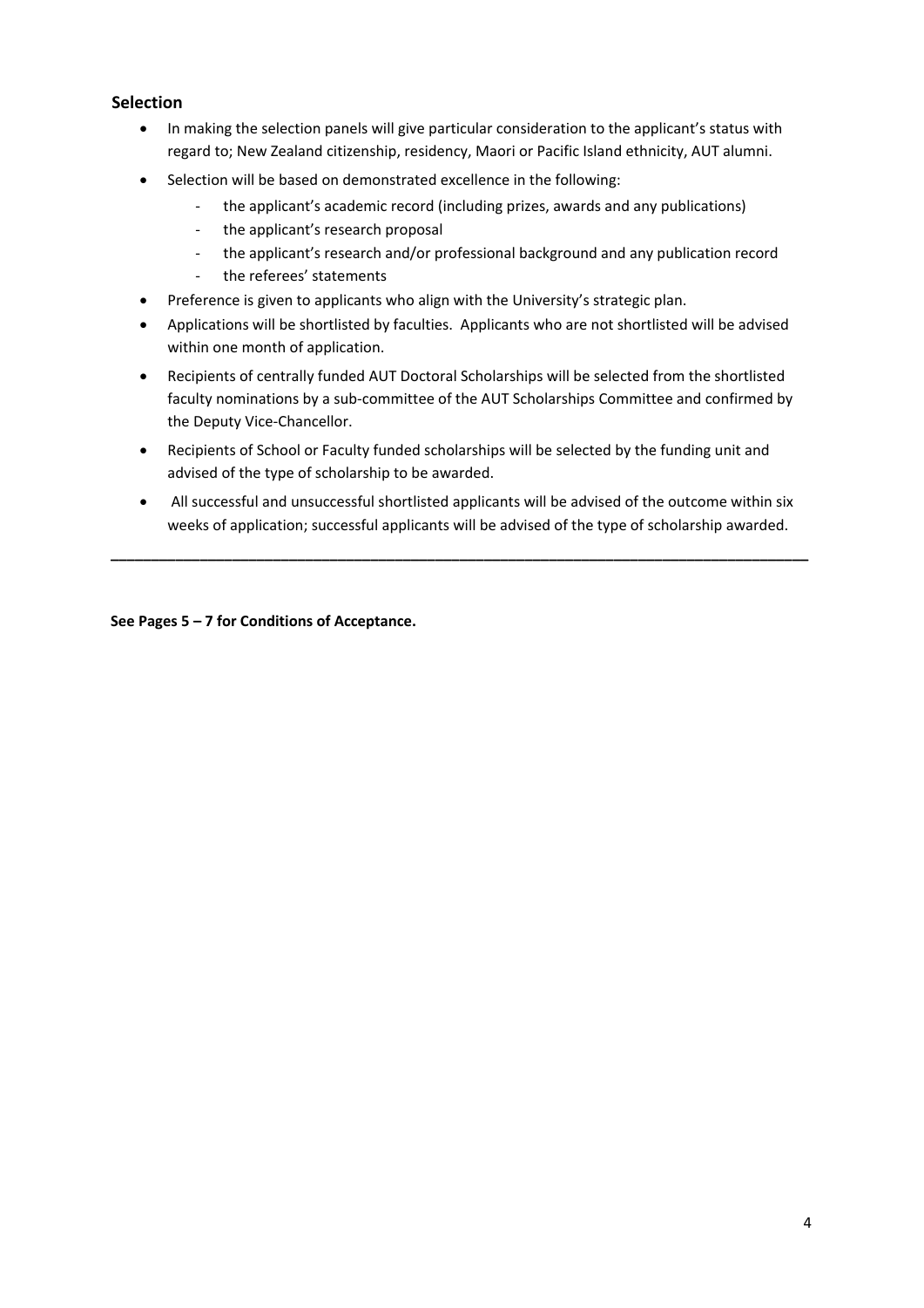## Selection

- In making the selection panels will give particular consideration to the applicant's status with regard to; New Zealand citizenship, residency, Maori or Pacific Island ethnicity, AUT alumni.
- Selection will be based on demonstrated excellence in the following:
  - the applicant's academic record (including prizes, awards and any publications)
  - the applicant's research proposal
  - the applicant's research and/or professional background and any publication record
  - the referees' statements
- Preference is given to applicants who align with the University's strategic plan.
- Applications will be shortlisted by faculties. Applicants who are not shortlisted will be advised within one month of application.
- Recipients of centrally funded AUT Doctoral Scholarships will be selected from the shortlisted faculty nominations by a sub-committee of the AUT Scholarships Committee and confirmed by the Deputy Vice-Chancellor.
- Recipients of School or Faculty funded scholarships will be selected by the funding unit and advised of the type of scholarship to be awarded.
- All successful and unsuccessful shortlisted applicants will be advised of the outcome within six weeks of application; successful applicants will be advised of the type of scholarship awarded.

---

**See Pages 5 – 7 for Conditions of Acceptance.**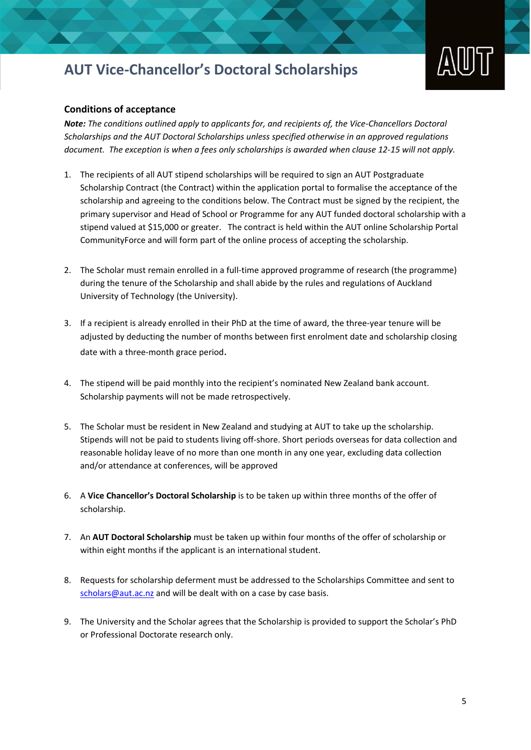# AUT Vice-Chancellor's Doctoral Scholarships

## Conditions of acceptance

***Note:*** *The conditions outlined apply to applicants for, and recipients of, the Vice-Chancellors Doctoral Scholarships and the AUT Doctoral Scholarships unless specified otherwise in an approved regulations document. The exception is when a fees only scholarships is awarded when clause 12-15 will not apply.*

1. The recipients of all AUT stipend scholarships will be required to sign an AUT Postgraduate Scholarship Contract (the Contract) within the application portal to formalise the acceptance of the scholarship and agreeing to the conditions below. The Contract must be signed by the recipient, the primary supervisor and Head of School or Programme for any AUT funded doctoral scholarship with a stipend valued at $15,000 or greater. The contract is held within the AUT online Scholarship Portal CommunityForce and will form part of the online process of accepting the scholarship.

2. The Scholar must remain enrolled in a full-time approved programme of research (the programme) during the tenure of the Scholarship and shall abide by the rules and regulations of Auckland University of Technology (the University).

3. If a recipient is already enrolled in their PhD at the time of award, the three-year tenure will be adjusted by deducting the number of months between first enrolment date and scholarship closing date with a three-month grace period.

4. The stipend will be paid monthly into the recipient's nominated New Zealand bank account. Scholarship payments will not be made retrospectively.

5. The Scholar must be resident in New Zealand and studying at AUT to take up the scholarship. Stipends will not be paid to students living off-shore. Short periods overseas for data collection and reasonable holiday leave of no more than one month in any one year, excluding data collection and/or attendance at conferences, will be approved

6. A **Vice Chancellor's Doctoral Scholarship** is to be taken up within three months of the offer of scholarship.

7. An **AUT Doctoral Scholarship** must be taken up within four months of the offer of scholarship or within eight months if the applicant is an international student.

8. Requests for scholarship deferment must be addressed to the Scholarships Committee and sent to scholars@aut.ac.nz and will be dealt with on a case by case basis.

9. The University and the Scholar agrees that the Scholarship is provided to support the Scholar's PhD or Professional Doctorate research only.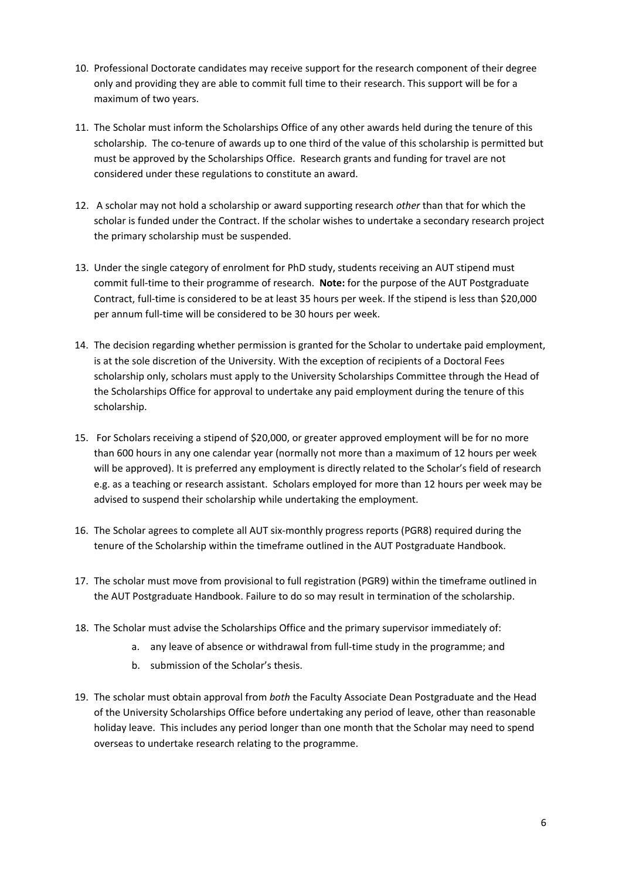10. Professional Doctorate candidates may receive support for the research component of their degree only and providing they are able to commit full time to their research. This support will be for a maximum of two years.

11. The Scholar must inform the Scholarships Office of any other awards held during the tenure of this scholarship. The co-tenure of awards up to one third of the value of this scholarship is permitted but must be approved by the Scholarships Office. Research grants and funding for travel are not considered under these regulations to constitute an award.

12. A scholar may not hold a scholarship or award supporting research *other* than that for which the scholar is funded under the Contract. If the scholar wishes to undertake a secondary research project the primary scholarship must be suspended.

13. Under the single category of enrolment for PhD study, students receiving an AUT stipend must commit full-time to their programme of research. **Note:** for the purpose of the AUT Postgraduate Contract, full-time is considered to be at least 35 hours per week. If the stipend is less than $20,000 per annum full-time will be considered to be 30 hours per week.

14. The decision regarding whether permission is granted for the Scholar to undertake paid employment, is at the sole discretion of the University. With the exception of recipients of a Doctoral Fees scholarship only, scholars must apply to the University Scholarships Committee through the Head of the Scholarships Office for approval to undertake any paid employment during the tenure of this scholarship.

15. For Scholars receiving a stipend of $20,000, or greater approved employment will be for no more than 600 hours in any one calendar year (normally not more than a maximum of 12 hours per week will be approved). It is preferred any employment is directly related to the Scholar's field of research e.g. as a teaching or research assistant. Scholars employed for more than 12 hours per week may be advised to suspend their scholarship while undertaking the employment.

16. The Scholar agrees to complete all AUT six-monthly progress reports (PGR8) required during the tenure of the Scholarship within the timeframe outlined in the AUT Postgraduate Handbook.

17. The scholar must move from provisional to full registration (PGR9) within the timeframe outlined in the AUT Postgraduate Handbook. Failure to do so may result in termination of the scholarship.

18. The Scholar must advise the Scholarships Office and the primary supervisor immediately of:
    a. any leave of absence or withdrawal from full-time study in the programme; and
    b. submission of the Scholar's thesis.

19. The scholar must obtain approval from *both* the Faculty Associate Dean Postgraduate and the Head of the University Scholarships Office before undertaking any period of leave, other than reasonable holiday leave. This includes any period longer than one month that the Scholar may need to spend overseas to undertake research relating to the programme.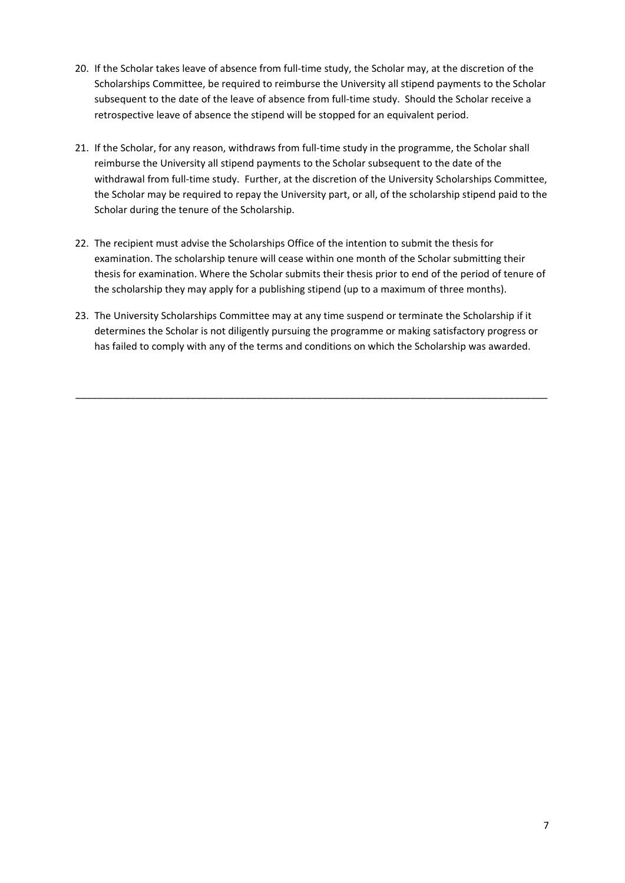20. If the Scholar takes leave of absence from full-time study, the Scholar may, at the discretion of the Scholarships Committee, be required to reimburse the University all stipend payments to the Scholar subsequent to the date of the leave of absence from full-time study. Should the Scholar receive a retrospective leave of absence the stipend will be stopped for an equivalent period.

21. If the Scholar, for any reason, withdraws from full-time study in the programme, the Scholar shall reimburse the University all stipend payments to the Scholar subsequent to the date of the withdrawal from full-time study. Further, at the discretion of the University Scholarships Committee, the Scholar may be required to repay the University part, or all, of the scholarship stipend paid to the Scholar during the tenure of the Scholarship.

22. The recipient must advise the Scholarships Office of the intention to submit the thesis for examination. The scholarship tenure will cease within one month of the Scholar submitting their thesis for examination. Where the Scholar submits their thesis prior to end of the period of tenure of the scholarship they may apply for a publishing stipend (up to a maximum of three months).

23. The University Scholarships Committee may at any time suspend or terminate the Scholarship if it determines the Scholar is not diligently pursuing the programme or making satisfactory progress or has failed to comply with any of the terms and conditions on which the Scholarship was awarded.

---